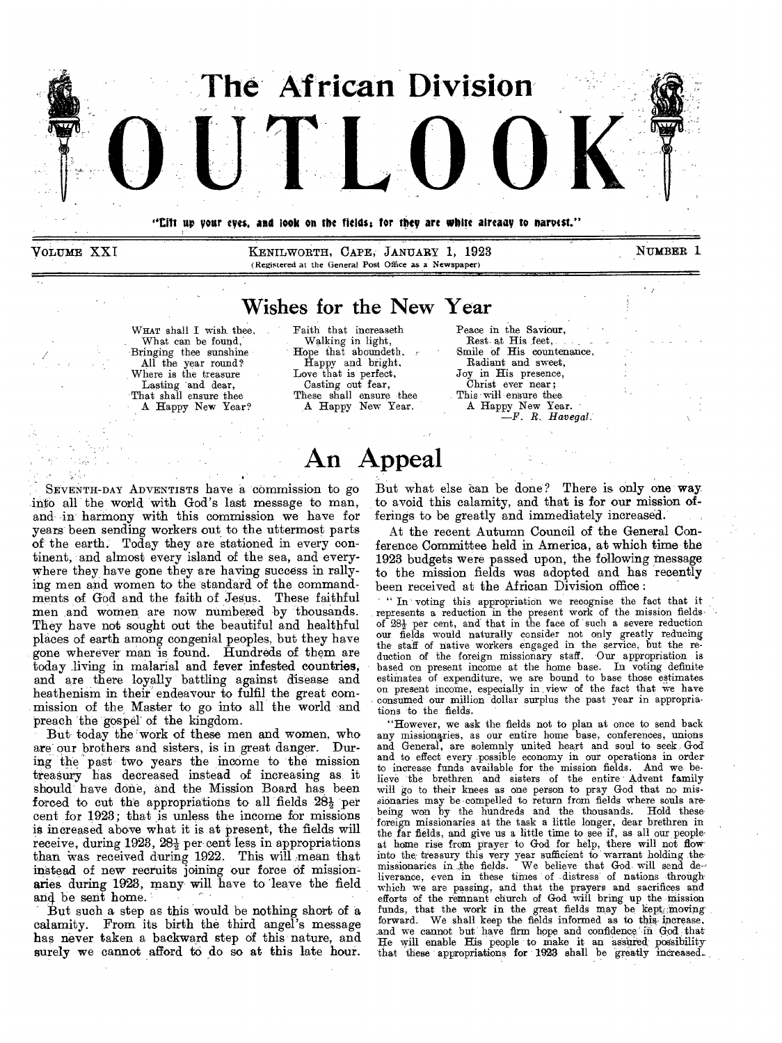# The African Division OUTLOOK

"Lift up your eyes, and look on the fields; for they are white already to harvest."

VOLUME XXI — KENILWORTH, CAPE, JANUARY 1, 1923 — NUMBER 1

(Registered at the General Post Office as a Newspaper)

## Wishes for the New Year

WHAT shall I wish thee,
 What can be found,
Bringing thee sunshine
 All the year round?
Where is the treasure
 Lasting and dear,
That shall ensure thee
 A Happy New Year?

Faith that increaseth
 Walking in light,
Hope that aboundeth,
 Happy and bright,
Love that is perfect,
 Casting out fear,
These shall ensure thee
 A Happy New Year.

Peace in the Saviour,
 Rest at His feet,
Smile of His countenance,
 Radiant and sweet,
Joy in His presence,
 Christ ever near;
This will ensure thee
 A Happy New Year.

—*F. R. Havegal.*

## An Appeal

SEVENTH-DAY ADVENTISTS have a commission to go into all the world with God's last message to man, and in harmony with this commission we have for years been sending workers out to the uttermost parts of the earth. Today they are stationed in every continent, and almost every island of the sea, and everywhere they have gone they are having success in rallying men and women to the standard of the commandments of God and the faith of Jesus. These faithful men and women are now numbered by thousands. They have not sought out the beautiful and healthful places of earth among congenial peoples, but they have gone wherever man is found. Hundreds of them are today living in malarial and fever infested countries, and are there loyally battling against disease and heathenism in their endeavour to fulfil the great commission of the Master to go into all the world and preach the gospel of the kingdom.

But today the work of these men and women, who are our brothers and sisters, is in great danger. During the past two years the income to the mission treasury has decreased instead of increasing as it should have done, and the Mission Board has been forced to cut the appropriations to all fields 28½ per cent for 1923; that is unless the income for missions is increased above what it is at present, the fields will receive, during 1923, 28½ per cent less in appropriations than was received during 1922. This will mean that instead of new recruits joining our force of missionaries during 1923, many will have to leave the field and be sent home.

But such a step as this would be nothing short of a calamity. From its birth the third angel's message has never taken a backward step of this nature, and surely we cannot afford to do so at this late hour. But what else can be done? There is only one way to avoid this calamity, and that is for our mission offerings to be greatly and immediately increased.

At the recent Autumn Council of the General Conference Committee held in America, at which time the 1923 budgets were passed upon, the following message to the mission fields was adopted and has recently been received at the African Division office:

"In voting this appropriation we recognise the fact that it represents a reduction in the present work of the mission fields of 28½ per cent, and that in the face of such a severe reduction our fields would naturally consider not only greatly reducing the staff of native workers engaged in the service, but the reduction of the foreign missionary staff. Our appropriation is based on present income at the home base. In voting definite estimates of expenditure, we are bound to base those estimates on present income, especially in view of the fact that we have consumed our million dollar surplus the past year in appropriations to the fields.

"However, we ask the fields not to plan at once to send back any missionaries, as our entire home base, conferences, unions and General, are solemnly united heart and soul to seek God and to effect every possible economy in our operations in order to increase funds available for the mission fields. And we believe the brethren and sisters of the entire Advent family will go to their knees as one person to pray God that no missionaries may be compelled to return from fields where souls are being won by the hundreds and the thousands. Hold these foreign missionaries at the task a little longer, dear brethren in the far fields, and give us a little time to see if, as all our people at home rise from prayer to God for help, there will not flow into the treasury this very year sufficient to warrant holding the missionaries in the fields. We believe that God will send deliverance, even in these times of distress of nations through which we are passing, and that the prayers and sacrifices and efforts of the remnant church of God will bring up the mission funds, that the work in the great fields may be kept moving forward. We shall keep the fields informed as to this increase, and we cannot but have firm hope and confidence in God that He will enable His people to make it an assured possibility that these appropriations for 1923 shall be greatly increased.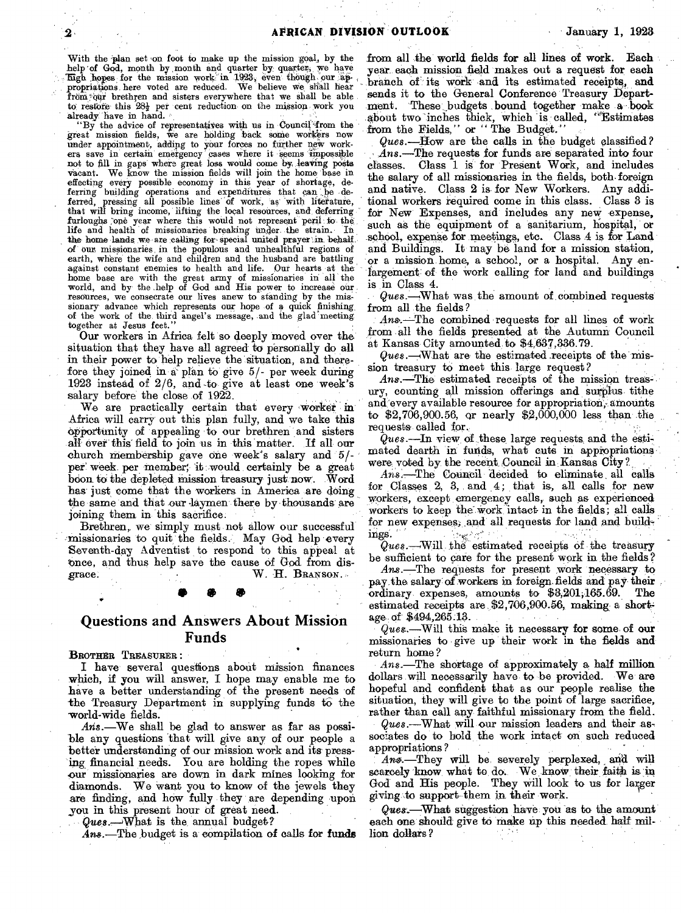With the plan set on foot to make up the mission goal, by the help of God, month by month and quarter by quarter, we have high hopes for the mission work in 1923, even though our appropriations here voted are reduced. We believe we shall hear from our brethren and sisters everywhere that we shall be able to restore this 28½ per cent reduction on the mission work you already have in hand.

"By the advice of representatives with us in Council from the great mission fields, we are holding back some workers now under appointment, adding to your forces no further new workers save in certain emergency cases where it seems impossible not to fill in gaps where great loss would come by leaving posts vacant. We know the mission fields will join the home base in effecting every possible economy in this year of shortage, deferring building operations and expenditures that can be deferred, pressing all possible lines of work, as with literature, that will bring income, lifting the local resources, and deferring furloughs one year where this would not represent peril to the life and health of missionaries breaking under the strain. In the home lands we are calling for special united prayer in behalf of our missionaries in the populous and unhealthful regions of earth, where the wife and children and the husband are battling against constant enemies to health and life. Our hearts at the home base are with the great army of missionaries in all the world, and by the help of God and His power to increase our resources, we consecrate our lives anew to standing by the missionary advance which represents our hope of a quick finishing of the work of the third angel's message, and the glad meeting together at Jesus feet."

Our workers in Africa felt so deeply moved over the situation that they have all agreed to personally do all in their power to help relieve the situation, and therefore they joined in a plan to give 5/- per week during 1923 instead of 2/6, and to give at least one week's salary before the close of 1922.

We are practically certain that every worker in Africa will carry out this plan fully, and we take this opportunity of appealing to our brethren and sisters all over this field to join us in this matter. If all our church membership gave one week's salary and 5/- per week per member, it would certainly be a great boon to the depleted mission treasury just now. Word has just come that the workers in America are doing the same and that our laymen there by thousands are joining them in this sacrifice.

Brethren, we simply must not allow our successful missionaries to quit the fields. May God help every Seventh-day Adventist to respond to this appeal at once, and thus help save the cause of God from disgrace.

W. H. Branson.

## Questions and Answers About Mission Funds

Brother Treasurer:

I have several questions about mission finances which, if you will answer, I hope may enable me to have a better understanding of the present needs of the Treasury Department in supplying funds to the world-wide fields.

*Ans.*—We shall be glad to answer as far as possible any questions that will give any of our people a better understanding of our mission work and its pressing financial needs. You are holding the ropes while our missionaries are down in dark mines looking for diamonds. We want you to know of the jewels they are finding, and how fully they are depending upon you in this present hour of great need.

*Ques.*—What is the annual budget?

*Ans.*—The budget is a compilation of calls for funds from all the world fields for all lines of work. Each year each mission field makes out a request for each branch of its work and its estimated receipts, and sends it to the General Conference Treasury Department. These budgets bound together make a book about two inches thick, which is called, "Estimates from the Fields," or "The Budget."

*Ques.*—How are the calls in the budget classified?

*Ans.*—The requests for funds are separated into four classes. Class 1 is for Present Work, and includes the salary of all missionaries in the fields, both foreign and native. Class 2 is for New Workers. Any additional workers required come in this class. Class 3 is for New Expenses, and includes any new expense, such as the equipment of a sanitarium, hospital, or school, expense for meetings, etc. Class 4 is for Land and Buildings. It may be land for a mission station, or a mission home, a school, or a hospital. Any enlargement of the work calling for land and buildings is in Class 4.

*Ques.*—What was the amount of combined requests from all the fields?

*Ans.*—The combined requests for all lines of work from all the fields presented at the Autumn Council at Kansas City amounted to $4,637,336.79.

*Ques.*—What are the estimated receipts of the mission treasury to meet this large request?

*Ans.*—The estimated receipts of the mission treasury, counting all mission offerings and surplus tithe and every available resource for appropriation, amounts to $2,706,900.56, or nearly $2,000,000 less than the requests called for.

*Ques.*—In view of these large requests and the estimated dearth in funds, what cuts in appropriations were voted by the recent Council in Kansas City?

*Ans.*—The Council decided to eliminate all calls for Classes 2, 3, and 4; that is, all calls for new workers, except emergency calls, such as experienced workers to keep the work intact in the fields; all calls for new expenses, and all requests for land and buildings.

*Ques.*—Will the estimated receipts of the treasury be sufficient to care for the present work in the fields?

*Ans.*—The requests for present work necessary to pay the salary of workers in foreign fields and pay their ordinary expenses, amounts to $3,201,165.69. The estimated receipts are $2,706,900.56, making a shortage of $494,265.13.

*Ques.*—Will this make it necessary for some of our missionaries to give up their work in the fields and return home?

*Ans.*—The shortage of approximately a half million dollars will necessarily have to be provided. We are hopeful and confident that as our people realise the situation, they will give to the point of large sacrifice, rather than call any faithful missionary from the field.

*Ques.*—What will our mission leaders and their associates do to hold the work intact on such reduced appropriations?

*Ans.*—They will be severely perplexed, and will scarcely know what to do. We know their faith is in God and His people. They will look to us for larger giving to support them in their work.

*Ques.*—What suggestion have you as to the amount each one should give to make up this needed half million dollars?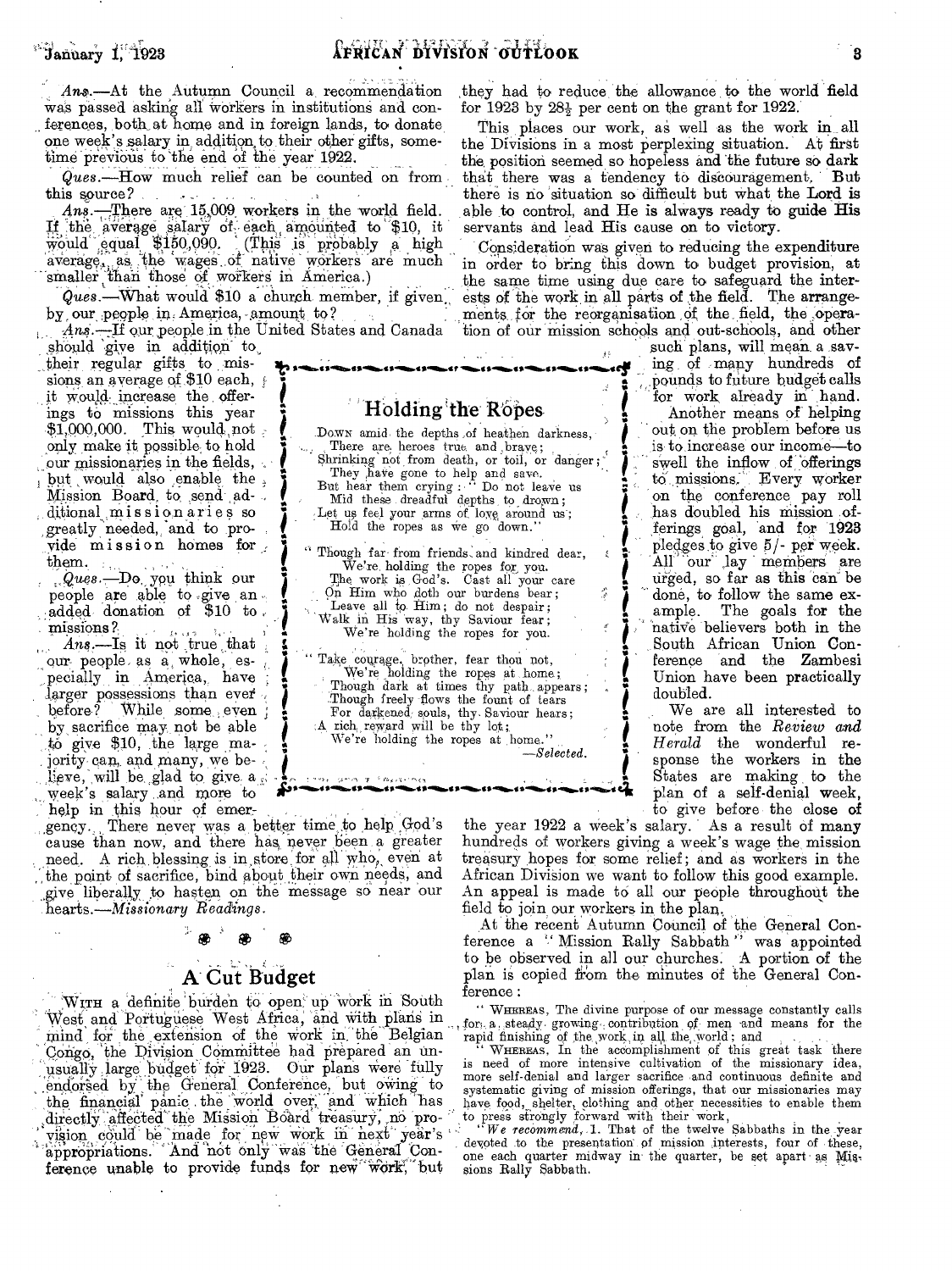*Ans.*—At the Autumn Council a recommendation was passed asking all workers in institutions and conferences, both at home and in foreign lands, to donate one week's salary in addition to their other gifts, sometime previous to the end of the year 1922.

*Ques.*—How much relief can be counted on from this source?

*Ans.*—There are 15,009 workers in the world field. If the average salary of each amounted to $10, it would equal $150,090. (This is probably a high average, as the wages of native workers are much smaller than those of workers in America.)

*Ques.*—What would $10 a church member, if given by our people in America, amount to?

*Ans.*—If our people in the United States and Canada should give in addition to their regular gifts to missions an average of $10 each, it would increase the offerings to missions this year $1,000,000. This would not only make it possible to hold our missionaries in the fields, but would also enable the Mission Board to send additional missionaries so greatly needed, and to provide mission homes for them.

*Ques.*—Do you think our people are able to give an added donation of $10 to missions?

*Ans.*—Is it not true that our people as a whole, especially in America, have larger possessions than ever before? While some even by sacrifice may not be able to give $10, the large majority can, and many, we believe, will be glad to give a week's salary and more to help in this hour of emergency. There never was a better time to help God's cause than now, and there has never been a greater need. A rich blessing is in store for all who, even at the point of sacrifice, bind about their own needs, and give liberally to hasten on the message so near our hearts.—*Missionary Readings.*

## Holding the Ropes

Down amid the depths of heathen darkness,
There are heroes true and brave;
Shrinking not from death, or toil, or danger;
They have gone to help and save.
But hear them crying: "Do not leave us
Mid these dreadful depths to drown;
Let us feel your arms of love around us;
Hold the ropes as we go down."

"Though far from friends and kindred dear,
We're holding the ropes for you.
The work is God's. Cast all your care
On Him who doth our burdens bear;
Leave all to Him; do not despair;
Walk in His way, thy Saviour fear;
We're holding the ropes for you.

"Take courage, brother, fear thou not,
We're holding the ropes at home;
Though dark at times thy path appears;
Though freely flows the fount of tears
For darkened souls, thy Saviour hears;
A rich reward will be thy lot;
We're holding the ropes at home."

—*Selected.*

## A Cut Budget

With a definite burden to open up work in South West and Portuguese West Africa, and with plans in mind for the extension of the work in the Belgian Congo, the Division Committee had prepared an unusually large budget for 1923. Our plans were fully endorsed by the General Conference, but owing to the financial panic the world over, and which has directly affected the Mission Board treasury, no provision could be made for new work in next year's appropriations. And not only was the General Conference unable to provide funds for new work, but they had to reduce the allowance to the world field for 1923 by 28½ per cent on the grant for 1922.

This places our work, as well as the work in all the Divisions in a most perplexing situation. At first the position seemed so hopeless and the future so dark that there was a tendency to discouragement. But there is no situation so difficult but what the Lord is able to control, and He is always ready to guide His servants and lead His cause on to victory.

Consideration was given to reducing the expenditure in order to bring this down to budget provision, at the same time using due care to safeguard the interests of the work in all parts of the field. The arrangements for the reorganisation of the field, the operation of our mission schools and out-schools, and other such plans, will mean a saving of many hundreds of pounds to future budget calls for work already in hand.

Another means of helping out on the problem before us is to increase our income—to swell the inflow of offerings to missions. Every worker on the conference pay roll has doubled his mission offerings goal, and for 1923 pledges to give 5/- per week. All our lay members are urged, so far as this can be done, to follow the same example. The goals for the native believers both in the South African Union Conference and the Zambesi Union have been practically doubled.

We are all interested to note from the *Review and Herald* the wonderful response the workers in the States are making to the plan of a self-denial week, to give before the close of the year 1922 a week's salary. As a result of many hundreds of workers giving a week's wage the mission treasury hopes for some relief; and as workers in the African Division we want to follow this good example. An appeal is made to all our people throughout the field to join our workers in the plan.

At the recent Autumn Council of the General Conference a "Mission Rally Sabbath" was appointed to be observed in all our churches. A portion of the plan is copied from the minutes of the General Conference:

"Whereas, The divine purpose of our message constantly calls for a steady growing contribution of men and means for the rapid finishing of the work in all the world; and

"Whereas, In the accomplishment of this great task there is need of more intensive cultivation of the missionary idea, more self-denial and larger sacrifice and continuous definite and systematic giving of mission offerings, that our missionaries may have food, shelter, clothing and other necessities to enable them to press strongly forward with their work,

"*We recommend*, 1. That of the twelve Sabbaths in the year devoted to the presentation of mission interests, four of these, one each quarter midway in the quarter, be set apart as Missions Rally Sabbath.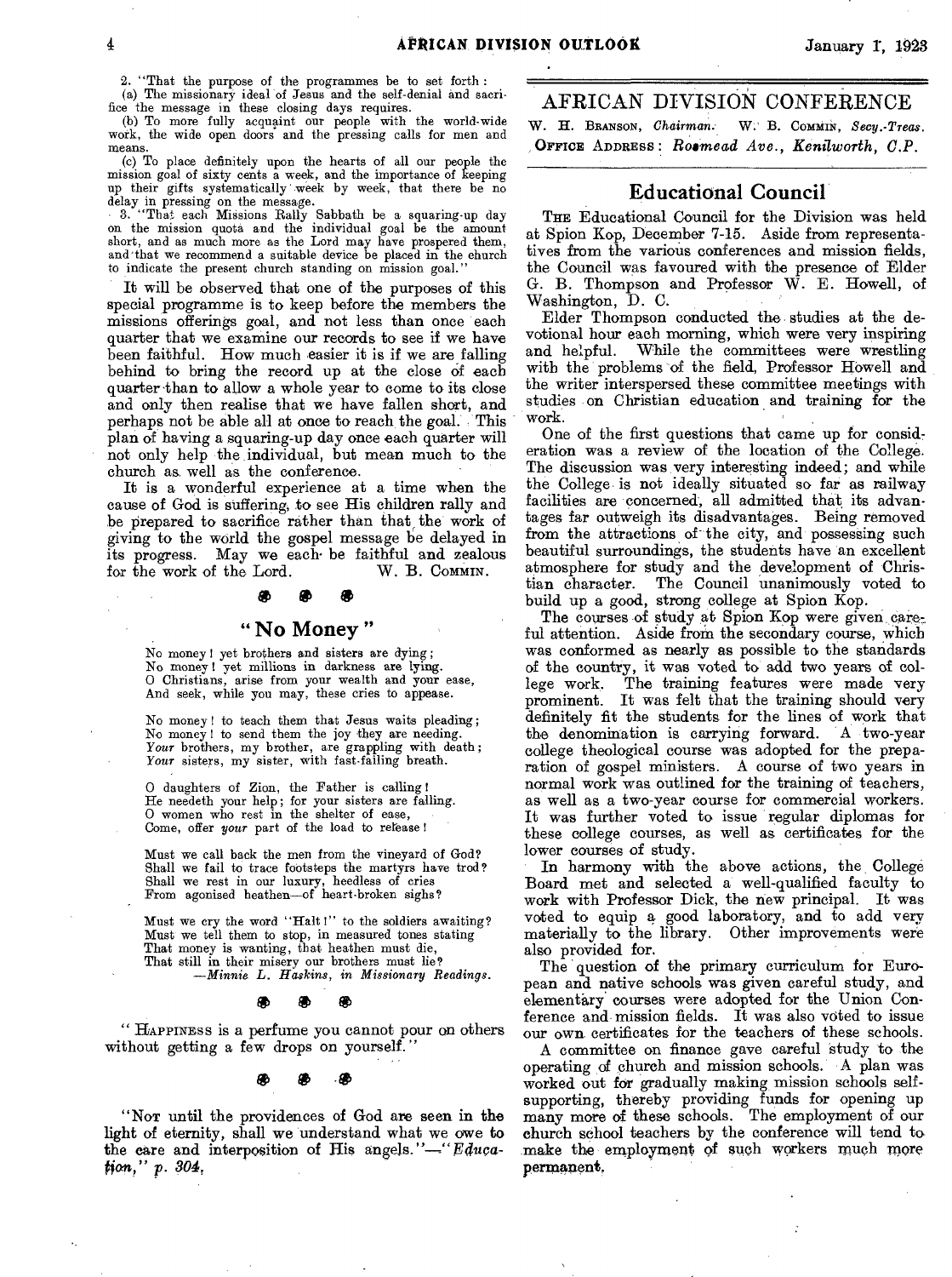2. "That the purpose of the programmes be to set forth :

(a) The missionary ideal of Jesus and the self-denial and sacrifice the message in these closing days requires.

(b) To more fully acquaint our people with the world-wide work, the wide open doors and the pressing calls for men and means.

(c) To place definitely upon the hearts of all our people the mission goal of sixty cents a week, and the importance of keeping up their gifts systematically week by week, that there be no delay in pressing on the message.

3. "That each Missions Rally Sabbath be a squaring-up day on the mission quota and the individual goal be the amount short, and as much more as the Lord may have prospered them, and that we recommend a suitable device be placed in the church to indicate the present church standing on mission goal."

It will be observed that one of the purposes of this special programme is to keep before the members the missions offerings goal, and not less than once each quarter that we examine our records to see if we have been faithful. How much easier it is if we are falling behind to bring the record up at the close of each quarter than to allow a whole year to come to its close and only then realise that we have fallen short, and perhaps not be able all at once to reach the goal. This plan of having a squaring-up day once each quarter will not only help the individual, but mean much to the church as well as the conference.

It is a wonderful experience at a time when the cause of God is suffering, to see His children rally and be prepared to sacrifice rather than that the work of giving to the world the gospel message be delayed in its progress. May we each be faithful and zealous for the work of the Lord.

W. B. COMMIN.

## "No Money"

No money! yet brothers and sisters are dying;
No money! yet millions in darkness are lying.
O Christians, arise from your wealth and your ease,
And seek, while you may, these cries to appease.

No money! to teach them that Jesus waits pleading;
No money! to send them the joy they are needing.
*Your* brothers, my brother, are grappling with death;
*Your* sisters, my sister, with fast-failing breath.

O daughters of Zion, the Father is calling!
He needeth your help; for your sisters are falling.
O women who rest in the shelter of ease,
Come, offer *your* part of the load to release!

Must we call back the men from the vineyard of God?
Shall we fail to trace footsteps the martyrs have trod?
Shall we rest in our luxury, heedless of cries
From agonised heathen—of heart-broken sighs?

Must we cry the word "Halt!" to the soldiers awaiting?
Must we tell them to stop, in measured tones stating
That money is wanting, that heathen must die,
That still in their misery our brothers must lie?

—*Minnie L. Haskins, in Missionary Readings.*

"HAPPINESS is a perfume you cannot pour on others without getting a few drops on yourself."

"NOT until the providences of God are seen in the light of eternity, shall we understand what we owe to the care and interposition of His angels."—"*Education,*" *p. 304.*

# AFRICAN DIVISION CONFERENCE

W. H. BRANSON, *Chairman.* W. B. COMMIN, *Secy.-Treas.*
OFFICE ADDRESS: *Rosmead Ave., Kenilworth, C.P.*

## Educational Council

THE Educational Council for the Division was held at Spion Kop, December 7-15. Aside from representatives from the various conferences and mission fields, the Council was favoured with the presence of Elder G. B. Thompson and Professor W. E. Howell, of Washington, D. C.

Elder Thompson conducted the studies at the devotional hour each morning, which were very inspiring and helpful. While the committees were wrestling with the problems of the field, Professor Howell and the writer interspersed these committee meetings with studies on Christian education and training for the work.

One of the first questions that came up for consideration was a review of the location of the College. The discussion was very interesting indeed; and while the College is not ideally situated so far as railway facilities are concerned, all admitted that its advantages far outweigh its disadvantages. Being removed from the attractions of the city, and possessing such beautiful surroundings, the students have an excellent atmosphere for study and the development of Christian character. The Council unanimously voted to build up a good, strong college at Spion Kop.

The courses of study at Spion Kop were given careful attention. Aside from the secondary course, which was conformed as nearly as possible to the standards of the country, it was voted to add two years of college work. The training features were made very prominent. It was felt that the training should very definitely fit the students for the lines of work that the denomination is carrying forward. A two-year college theological course was adopted for the preparation of gospel ministers. A course of two years in normal work was outlined for the training of teachers, as well as a two-year course for commercial workers. It was further voted to issue regular diplomas for these college courses, as well as certificates for the lower courses of study.

In harmony with the above actions, the College Board met and selected a well-qualified faculty to work with Professor Dick, the new principal. It was voted to equip a good laboratory, and to add very materially to the library. Other improvements were also provided for.

The question of the primary curriculum for European and native schools was given careful study, and elementary courses were adopted for the Union Conference and mission fields. It was also voted to issue our own certificates for the teachers of these schools.

A committee on finance gave careful study to the operating of church and mission schools. A plan was worked out for gradually making mission schools self-supporting, thereby providing funds for opening up many more of these schools. The employment of our church school teachers by the conference will tend to make the employment of such workers much more permanent.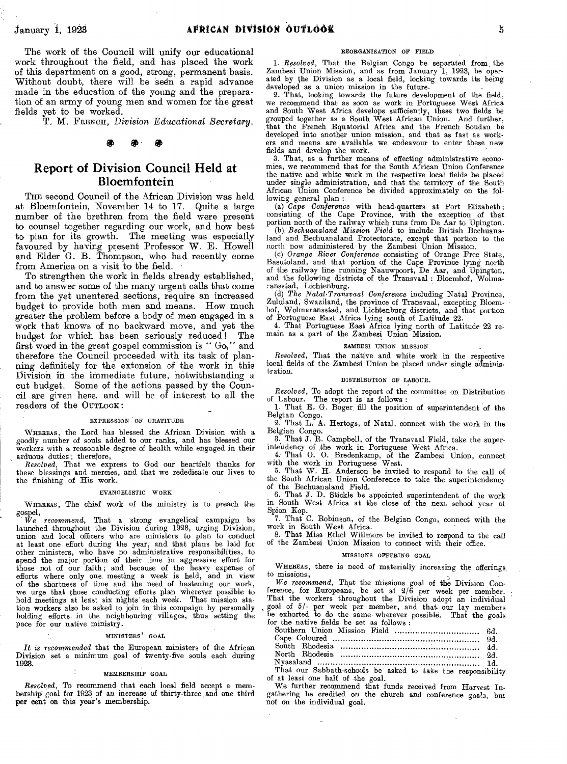The work of the Council will unify our educational work throughout the field, and has placed the work of this department on a good, strong, permanent basis. Without doubt, there will be seen a rapid advance made in the education of the young and the preparation of an army of young men and women for the great fields yet to be worked.

T. M. French, *Division Educational Secretary*.

## Report of Division Council Held at Bloemfontein

The second Council of the African Division was held at Bloemfontein, November 14 to 17. Quite a large number of the brethren from the field were present to counsel together regarding our work, and how best to plan for its growth. The meeting was especially favoured by having present Professor W. E. Howell and Elder G. B. Thompson, who had recently come from America on a visit to the field.

To strengthen the work in fields already established, and to answer some of the many urgent calls that come from the yet unentered sections, require an increased budget to provide both men and means. How much greater the problem before a body of men engaged in a work that knows of no backward move, and yet the budget for which has been seriously reduced! The first word in the great gospel commission is "Go," and therefore the Council proceeded with its task of planning definitely for the extension of the work in this Division in the immediate future, notwithstanding a cut budget. Some of the actions passed by the Council are given here, and will be of interest to all the readers of the Outlook:

### EXPRESSION OF GRATITUDE

Whereas, the Lord has blessed the African Division with a goodly number of souls added to our ranks, and has blessed our workers with a reasonable degree of health while engaged in their arduous duties; therefore,

*Resolved*, That we express to God our heartfelt thanks for these blessings and mercies, and that we rededicate our lives to the finishing of His work.

### EVANGELISTIC WORK

Whereas, The chief work of the ministry is to preach the gospel,

*We recommend*, That a strong evangelical campaign be launched throughout the Division during 1923, urging Division, union and local officers who are ministers to plan to conduct at least one effort during the year, and that plans be laid for other ministers, who have no administrative responsibilities, to spend the major portion of their time in aggressive effort for those not of our faith; and because of the heavy expense of efforts where only one meeting a week is held, and in view of the shortness of time and the need of hastening our work, we urge that those conducting efforts plan wherever possible to hold meetings at least six nights each week. That mission station workers also be asked to join in this compaign by personally holding efforts in the neighbouring villages, thus setting the pace for our native ministry.

### MINISTERS' GOAL

*It is recommended* that the European ministers of the African Division set a minimum goal of twenty-five souls each during 1923.

### MEMBERSHIP GOAL

*Resolved*, To recommend that each local field accept a membership goal for 1923 of an increase of thirty-three and one third per cent on this year's membership.

### REORGANISATION OF FIELD

1. *Resolved*, That the Belgian Congo be separated from the Zambesi Union Mission, and as from January 1, 1923, be operated by the Division as a local field, looking towards its being developed as a union mission in the future.

2. That, looking towards the future development of the field, we recommend that as soon as work in Portuguese West Africa and South West Africa develops sufficiently, these two fields be grouped together as a South West African Union. And further, that the French Equatorial Africa and the French Soudan be developed into another union mission, and that as fast as workers and means are available we endeavour to enter these new fields and develop the work.

3. That, as a further means of effecting administrative economies, we recommend that for the South African Union Conference the native and white work in the respective local fields be placed under single administration, and that the territory of the South African Union Conference be divided approximately on the following general plan:

(a) *Cape Conference* with head-quarters at Port Elizabeth; consisting of the Cape Province, with the exception of that portion north of the railway which runs from De Aar to Upington.

(b) *Bechuanaland Mission Field* to include British Bechuanaland and Bechuanaland Protectorate, except that portion to the north now administered by the Zambesi Union Mission.

(c) *Orange River Conference* consisting of Orange Free State, Basutoland, and that portion of the Cape Province lying north of the railway line running Naauwpoort, De Aar, and Upington, and the following districts of the Transvaal: Bloemhof, Wolmaransstad, Lichtenburg.

(d) *The Natal-Transvaal Conference* including Natal Province, Zululand, Swaziland, the province of Transvaal, excepting Bloemhof, Wolmaransstad, and Lichtenburg districts, and that portion of Portuguese East Africa lying south of Latitude 22.

4. That Portuguese East Africa lying north of Latitude 22 remain as a part of the Zambesi Union Mission.

### ZAMBESI UNION MISSION

*Resolved*, That the native and white work in the respective local fields of the Zambesi Union be placed under single administration.

### DISTRIBUTION OF LABOUR.

*Resolved*, To adopt the report of the committee on Distribution of Labour. The report is as follows:

1. That E. G. Boger fill the position of superintendent of the Belgian Congo.
2. That L. A. Hertogs, of Natal, connect with the work in the Belgian Congo.
3. That J. R. Campbell, of the Transvaal Field, take the superintendency of the work in Portuguese West Africa.
4. That O. O. Bredenkamp, of the Zambesi Union, connect with the work in Portuguese West.
5. That W. H. Anderson be invited to respond to the call of the South African Union Conference to take the superintendency of the Bechuanaland Field.
6. That J. D. Stickle be appointed superintendent of the work in South West Africa at the close of the next school year at Spion Kop.
7. That C. Robinson, of the Belgian Congo, connect with the work in South West Africa.
8. That Miss Ethel Willmore be invited to respond to the call of the Zambesi Union Mission to connect with their office.

### MISSIONS OFFERING GOAL

Whereas, there is need of materially increasing the offerings to missions,

*We recommend*, That the missions goal of the Division Conference, for Europeans, be set at 2/6 per week per member. That the workers throughout the Division adopt an individual goal of 5/- per week per member, and that our lay members be exhorted to do the same wherever possible. That the goals for the native fields be set as follows:

| | |
|---|---|
| Southern Union Mission Field | 6d. |
| Cape Coloured | 9d. |
| South Rhodesia | 4d. |
| North Rhodesia | 2d. |
| Nyasaland | 1d. |

That our Sabbath-schools be asked to take the responsibility of at least one half of the goal.

We further recommend that funds received from Harvest Ingathering be credited on the church and conference goals, but not on the individual goal.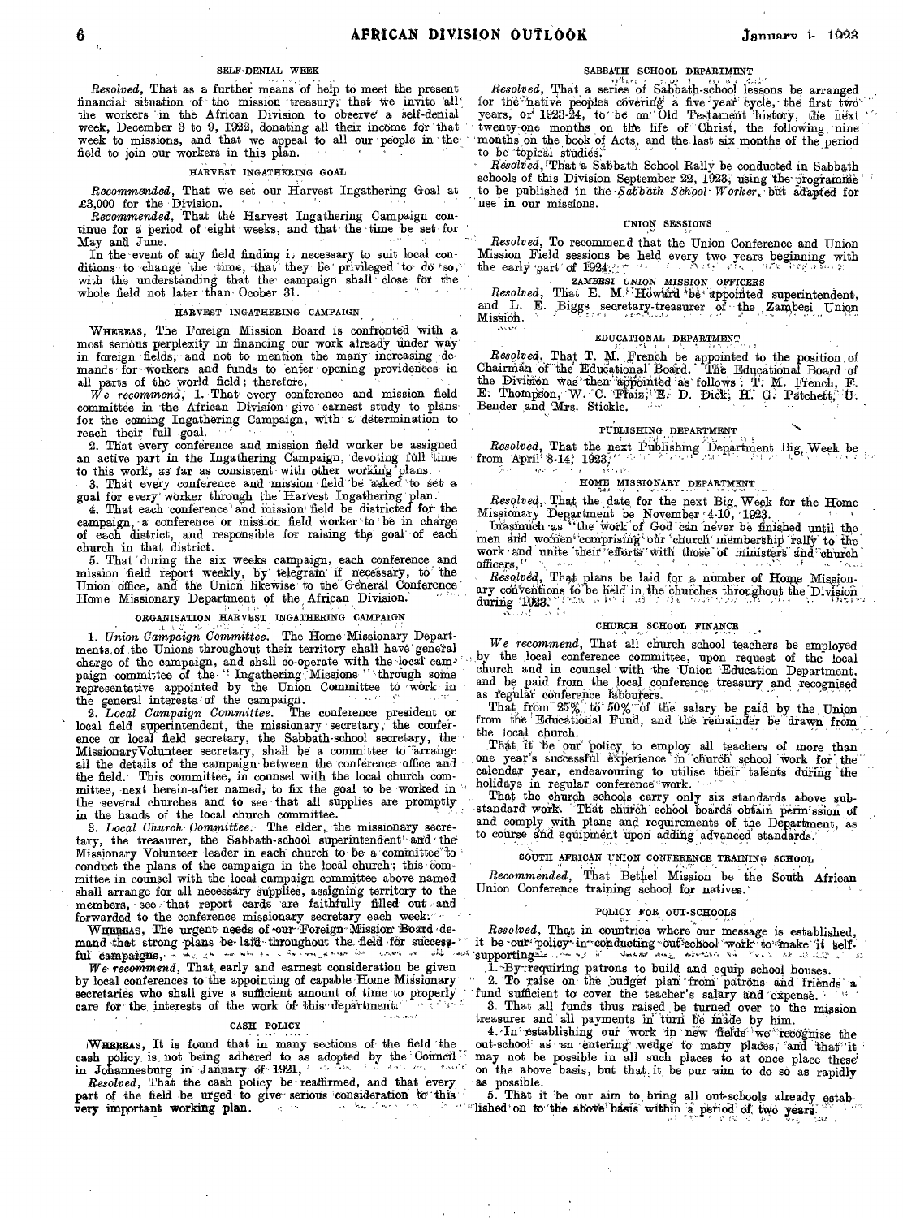### SELF-DENIAL WEEK

*Resolved*, That as a further means of help to meet the present financial situation of the mission treasury, that we invite all the workers in the African Division to observe a self-denial week, December 3 to 9, 1922, donating all their income for that week to missions, and that we appeal to all our people in the field to join our workers in this plan.

### HARVEST INGATHERING GOAL

*Recommended*, That we set our Harvest Ingathering Goal at £3,000 for the Division.

*Recommended*, That the Harvest Ingathering Campaign continue for a period of eight weeks, and that the time be set for May and June.

In the event of any field finding it necessary to suit local conditions to change the time, that they be privileged to do so, with the understanding that the campaign shall close for the whole field not later than Oceber 31.

### HARVEST INGATHERING CAMPAIGN

WHEREAS, The Foreign Mission Board is confronted with a most serious perplexity in financing our work already under way in foreign fields, and not to mention the many increasing demands for workers and funds to enter opening providences in all parts of the world field; therefore,

*We recommend*, 1. That every conference and mission field committee in the African Division give earnest study to plans for the coming Ingathering Campaign, with a determination to reach their full goal.

2. That every conference and mission field worker be assigned an active part in the Ingathering Campaign, devoting full time to this work, as far as consistent with other working plans.

3. That every conference and mission field be asked to set a goal for every worker through the Harvest Ingathering plan.

4. That each conference and mission field be districted for the campaign, a conference or mission field worker to be in charge of each district, and responsible for raising the goal of each church in that district.

5. That during the six weeks campaign, each conference and mission field report weekly, by telegram if necessary, to the Union office, and the Union likewise to the General Conference Home Missionary Department of the African Division.

### ORGANISATION HARVEST INGATHERING CAMPAIGN

1. *Union Campaign Committee.* The Home Missionary Departments of the Unions throughout their territory shall have general charge of the campaign, and shall co-operate with the local campaign committee of the "Ingathering Missions" through some representative appointed by the Union Committee to work in the general interests of the campaign.

2. *Local Campaign Committee.* The conference president or local field superintendent, the missionary secretary, the conference or local field secretary, the Sabbath-school secretary, the Missionary Volunteer secretary, shall be a committee to arrange all the details of the campaign between the conference office and the field. This committee, in counsel with the local church committee, next herein-after named, to fix the goal to be worked in the several churches and to see that all supplies are promptly in the hands of the local church committee.

3. *Local Church Committee.* The elder, the missionary secretary, the treasurer, the Sabbath-school superintendent and the Missionary Volunteer leader in each church to be a committee to conduct the plans of the campaign in the local church; this committee in counsel with the local campaign committee above named shall arrange for all necessary supplies, assigning territory to the members, see that report cards are faithfully filled out and forwarded to the conference missionary secretary each week.

WHEREAS, The urgent needs of our Foreign Mission Board demand that strong plans be laid throughout the field for successful campaigns,

*We recommend*, That early and earnest consideration be given by local conferences to the appointing of capable Home Missionary secretaries who shall give a sufficient amount of time to properly care for the interests of the work of this department.

### CASH POLICY

WHEREAS, It is found that in many sections of the field the cash policy is not being adhered to as adopted by the Council in Johannesburg in January of 1921,

*Resolved*, That the cash policy be reaffirmed, and that every part of the field be urged to give serious consideration to this very important working plan.

### SABBATH SCHOOL DEPARTMENT

*Resolved*, That a series of Sabbath-school lessons be arranged for the native peoples covering a five year cycle, the first two years, or 1923-24, to be on Old Testament history, the next twenty-one months on the life of Christ, the following nine months on the book of Acts, and the last six months of the period to be topical studies.

*Resolved*, That a Sabbath School Rally be conducted in Sabbath schools of this Division September 22, 1923, using the programme to be published in the *Sabbath School Worker*, but adapted for use in our missions.

### UNION SESSIONS

*Resolved*, To recommend that the Union Conference and Union Mission Field sessions be held every two years beginning with the early part of 1924.

### ZAMBESI UNION MISSION OFFICERS

*Resolved*, That E. M. Howard be appointed superintendent, and L. E. Biggs secretary-treasurer of the Zambesi Union Mission.

### EDUCATIONAL DEPARTMENT

*Resolved*, That T. M. French be appointed to the position of Chairman of the Educational Board. The Educational Board of the Division was then appointed as follows: T. M. French, F. E. Thompson, W. C. Flaiz, E. D. Dick, H. G. Patchett, U. Bender and Mrs. Stickle.

### PUBLISHING DEPARTMENT

*Resolved*, That the next Publishing Department Big Week be from April 8-14, 1923.

### HOME MISSIONARY DEPARTMENT

*Resolved*, That the date for the next Big Week for the Home Missionary Department be November 4-10, 1923.

Inasmuch as "the work of God can never be finished until the men and women comprising our church membership rally to the work and unite their efforts with those of ministers and church officers,"

*Resolved*, That plans be laid for a number of Home Missionary conventions to be held in the churches throughout the Division during 1923.

### CHURCH SCHOOL FINANCE

*We recommend*, That all church school teachers be employed by the local conference committee, upon request of the local church and in counsel with the Union Education Department, and be paid from the local conference treasury and recognised as regular conference labourers.

That from 25% to 50% of the salary be paid by the Union from the Educational Fund, and the remainder be drawn from the local church.

That it be our policy to employ all teachers of more than one year's successful experience in church school work for the calendar year, endeavouring to utilise their talents during the holidays in regular conference work.

That the church schools carry only six standards above substandard work. That church school boards obtain permission of and comply with plans and requirements of the Department, as to course and equipment upon adding advanced standards.

### SOUTH AFRICAN UNION CONFERENCE TRAINING SCHOOL

*Recommended*, That Bethel Mission be the South African Union Conference training school for natives.

### POLICY FOR OUT-SCHOOLS

*Resolved*, That in countries where our message is established, it be our policy in conducting out-school work to make it self-supporting—

1. By requiring patrons to build and equip school houses.

2. To raise on the budget plan from patrons and friends a fund sufficient to cover the teacher's salary and expense.

3. That all funds thus raised be turned over to the mission treasurer and all payments in turn be made by him.

4. In establishing our work in new fields we recognise the out-school as an entering wedge to many places, and that it may not be possible in all such places to at once place these on the above basis, but that it be our aim to do so as rapidly as possible.

5. That it be our aim to bring all out-schools already established on to the above basis within a period of two years.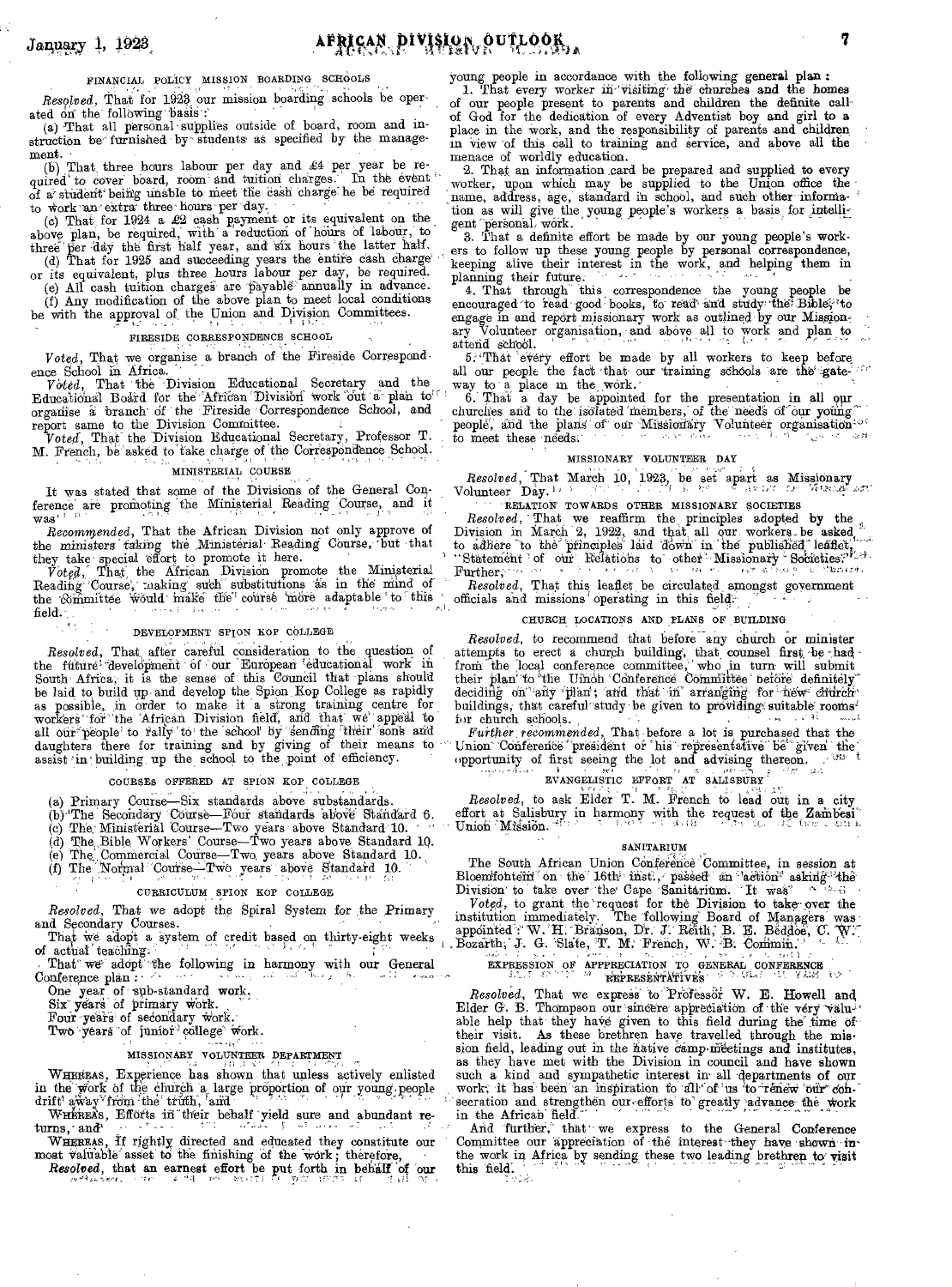## FINANCIAL POLICY MISSION BOARDING SCHOOLS

*Resolved*, That for 1923 our mission boarding schools be operated on the following basis:

(a) That all personal supplies outside of board, room and instruction be furnished by students as specified by the management.

(b) That three hours labour per day and £4 per year be required to cover board, room and tuition charges. In the event of a student being unable to meet the cash charge he be required to work an extra three hours per day.

(c) That for 1924 a £2 cash payment or its equivalent on the above plan, be required, with a reduction of hours of labour, to three per day the first half year, and six hours the latter half.

(d) That for 1925 and succeeding years the entire cash charge or its equivalent, plus three hours labour per day, be required.

(e) All cash tuition charges are payable annually in advance.

(f) Any modification of the above plan to meet local conditions be with the approval of the Union and Division Committees.

## FIRESIDE CORRESPONDENCE SCHOOL

*Voted*, That we organise a branch of the Fireside Correspondence School in Africa.

*Voted*, That the Division Educational Secretary and the Educational Board for the African Division work out a plan to organise a branch of the Fireside Correspondence School, and report same to the Division Committee.

*Voted*, That the Division Educational Secretary, Professor T. M. French, be asked to take charge of the Correspondence School.

## MINISTERIAL COURSE

It was stated that some of the Divisions of the General Conference are promoting the Ministerial Reading Course, and it was

*Recommended*, That the African Division not only approve of the ministers taking the Ministerial Reading Course, but that they take special effort to promote it here.

*Voted*, That the African Division promote the Ministerial Reading Course, making such substitutions as in the mind of the committee would make the course more adaptable to this field.

## DEVELOPMENT SPION KOP COLLEGE

*Resolved*, That after careful consideration to the question of the future development of our European educational work in South Africa, it is the sense of this Council that plans should be laid to build up and develop the Spion Kop College as rapidly as possible, in order to make it a strong training centre for workers for the African Division field, and that we appeal to all our people to rally to the school by sending their sons and daughters there for training and by giving of their means to assist in building up the school to the point of efficiency.

## COURSES OFFERED AT SPION KOP COLLEGE

(a) Primary Course—Six standards above substandards.
(b) The Secondary Course—Four standards above Standard 6.
(c) The Ministerial Course—Two years above Standard 10.
(d) The Bible Workers' Course—Two years above Standard 10.
(e) The Commercial Course—Two years above Standard 10.
(f) The Normal Course—Two years above Standard 10.

## CURRICULUM SPION KOP COLLEGE

*Resolved*, That we adopt the Spiral System for the Primary and Secondary Courses.

That we adopt a system of credit based on thirty-eight weeks of actual teaching.

That we adopt the following in harmony with our General Conference plan:

One year of sub-standard work.
Six years of primary work.
Four years of secondary work.
Two years of junior college work.

## MISSIONARY VOLUNTEER DEPARTMENT

WHEREAS, Experience has shown that unless actively enlisted in the work of the church a large proportion of our young people drift away from the truth, and

WHEREAS, Efforts in their behalf yield sure and abundant returns, and

WHEREAS, If rightly directed and educated they constitute our most valuable asset to the finishing of the work; therefore,

*Resolved*, that an earnest effort be put forth in behalf of our young people in accordance with the following general plan:

1. That every worker in visiting the churches and the homes of our people present to parents and children the definite call of God for the dedication of every Adventist boy and girl to a place in the work, and the responsibility of parents and children in view of this call to training and service, and above all the menace of worldly education.

2. That an information card be prepared and supplied to every worker, upon which may be supplied to the Union office the name, address, age, standard in school, and such other information as will give the young people's workers a basis for intelligent personal work.

3. That a definite effort be made by our young people's workers to follow up these young people by personal correspondence, keeping alive their interest in the work, and helping them in planning their future.

4. That through this correspondence the young people be encouraged to read good books, to read and study the Bible, to engage in and report missionary work as outlined by our Missionary Volunteer organisation, and above all to work and plan to attend school.

5. That every effort be made by all workers to keep before all our people the fact that our training schools are the gateway to a place in the work.

6. That a day be appointed for the presentation in all our churches and to the isolated members, of the needs of our young people, and the plans of our Missionary Volunteer organisation to meet these needs.

## MISSIONARY VOLUNTEER DAY

*Resolved*, That March 10, 1923, be set apart as Missionary Volunteer Day.

## RELATION TOWARDS OTHER MISSIONARY SOCIETIES

*Resolved*, That we reaffirm the principles adopted by the Division in March 2, 1922, and that all our workers be asked to adhere to the principles laid down in the published leaflet, "Statement of our Relations to other Missionary Societies." Further,

*Resolved*, That this leaflet be circulated amongst government officials and missions operating in this field.

## CHURCH LOCATIONS AND PLANS OF BUILDING

*Resolved*, to recommend that before any church or minister attempts to erect a church building, that counsel first be had from the local conference committee, who in turn will submit their plan to the Union Conference Committee before definitely deciding on any plan; and that in arranging for new church buildings, that careful study be given to providing suitable rooms for church schools.

*Further recommended*, That before a lot is purchased that the Union Conference president or his representative be given the opportunity of first seeing the lot and advising thereon.

## EVANGELISTIC EFFORT AT SALISBURY

*Resolved*, to ask Elder T. M. French to lead out in a city effort at Salisbury in harmony with the request of the Zambesi Union Mission.

## SANITARIUM

The South African Union Conference Committee, in session at Bloemfontein on the 16th inst., passed an action asking the Division to take over the Cape Sanitarium. It was

*Voted*, to grant the request for the Division to take over the institution immediately. The following Board of Managers was appointed: W. H. Branson, Dr. J. Reith, B. E. Beddoe, C. W. Bozarth, J. G. Slate, T. M. French, W. B. Commin.

## EXPRESSION OF APPPRECIATION TO GENERAL CONFERENCE REPRESENTATIVES

*Resolved*, That we express to Professor W. E. Howell and Elder G. B. Thompson our sincere appreciation of the very valuable help that they have given to this field during the time of their visit. As these brethren have travelled through the mission field, leading out in the native camp-meetings and institutes, as they have met with the Division in council and have shown such a kind and sympathetic interest in all departments of our work, it has been an inspiration to all of us to renew our consecration and strengthen our efforts to greatly advance the work in the African field.

And further, that we express to the General Conference Committee our appreciation of the interest they have shown in the work in Africa by sending these two leading brethren to visit this field.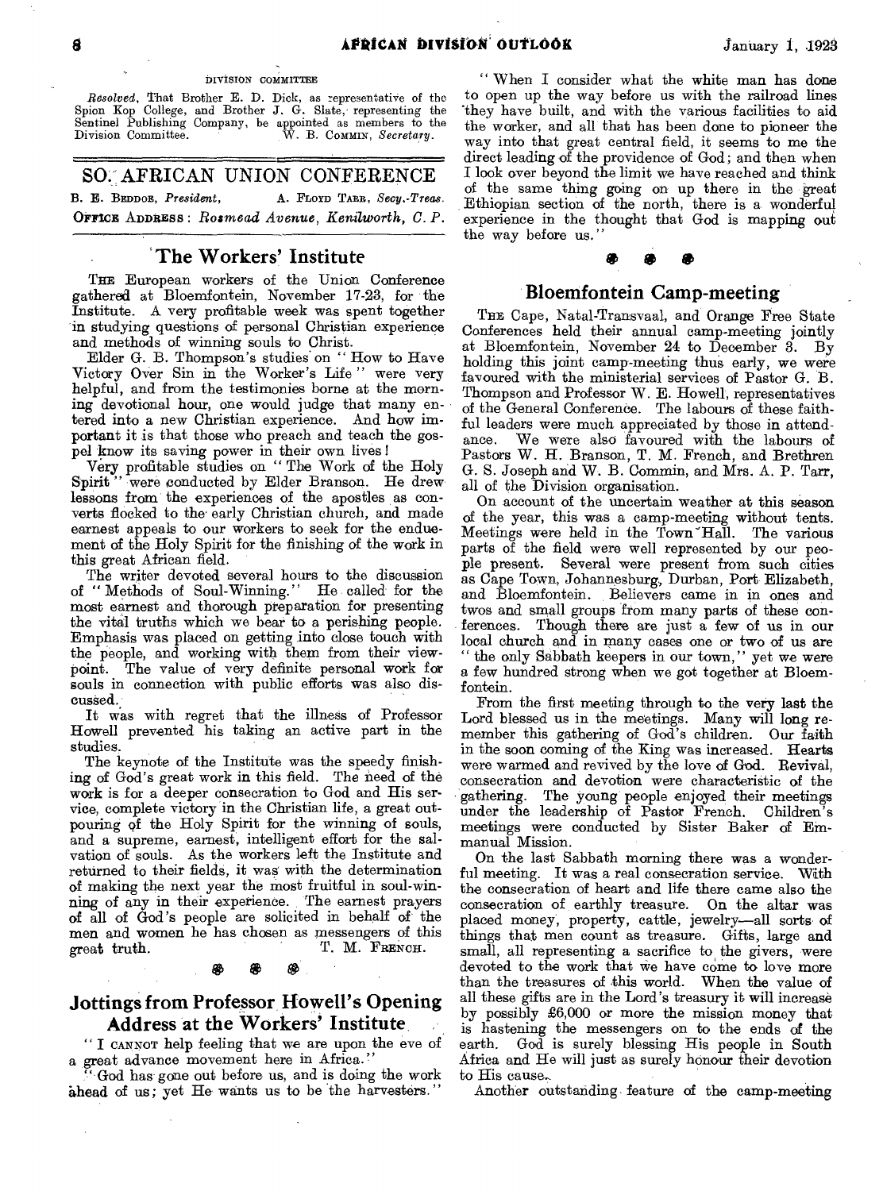DIVISION COMMITTEE

*Resolved*, That Brother E. D. Dick, as representative of the Spion Kop College, and Brother J. G. Slate, representing the Sentinel Publishing Company, be appointed as members to the Division Committee. W. B. COMMIN, *Secretary*.

## SO. AFRICAN UNION CONFERENCE

B. E. BEDDOE, *President*, A. FLOYD TARR, *Secy.-Treas.*

OFFICE ADDRESS: *Rosmead Avenue, Kenilworth, C. P.*

### The Workers' Institute

THE European workers of the Union Conference gathered at Bloemfontein, November 17-23, for the Institute. A very profitable week was spent together in studying questions of personal Christian experience and methods of winning souls to Christ.

Elder G. B. Thompson's studies on "How to Have Victory Over Sin in the Worker's Life" were very helpful, and from the testimonies borne at the morning devotional hour, one would judge that many entered into a new Christian experience. And how important it is that those who preach and teach the gospel know its saving power in their own lives!

Very profitable studies on "The Work of the Holy Spirit" were conducted by Elder Branson. He drew lessons from the experiences of the apostles as converts flocked to the early Christian church, and made earnest appeals to our workers to seek for the enduement of the Holy Spirit for the finishing of the work in this great African field.

The writer devoted several hours to the discussion of "Methods of Soul-Winning." He called for the most earnest and thorough preparation for presenting the vital truths which we bear to a perishing people. Emphasis was placed on getting into close touch with the people, and working with them from their viewpoint. The value of very definite personal work for souls in connection with public efforts was also discussed.

It was with regret that the illness of Professor Howell prevented his taking an active part in the studies.

The keynote of the Institute was the speedy finishing of God's great work in this field. The need of the work is for a deeper consecration to God and His service, complete victory in the Christian life, a great outpouring of the Holy Spirit for the winning of souls, and a supreme, earnest, intelligent effort for the salvation of souls. As the workers left the Institute and returned to their fields, it was with the determination of making the next year the most fruitful in soul-winning of any in their experience. The earnest prayers of all of God's people are solicited in behalf of the men and women he has chosen as messengers of this great truth. T. M. FRENCH.

### Jottings from Professor Howell's Opening Address at the Workers' Institute

"I CANNOT help feeling that we are upon the eve of a great advance movement here in Africa."

"God has gone out before us, and is doing the work ahead of us; yet He wants us to be the harvesters."

"When I consider what the white man has done to open up the way before us with the railroad lines they have built, and with the various facilities to aid the worker, and all that has been done to pioneer the way into that great central field, it seems to me the direct leading of the providence of God; and then when I look over beyond the limit we have reached and think of the same thing going on up there in the great Ethiopian section of the north, there is a wonderful experience in the thought that God is mapping out the way before us."

### Bloemfontein Camp-meeting

THE Cape, Natal-Transvaal, and Orange Free State Conferences held their annual camp-meeting jointly at Bloemfontein, November 24 to December 3. By holding this joint camp-meeting thus early, we were favoured with the ministerial services of Pastor G. B. Thompson and Professor W. E. Howell, representatives of the General Conference. The labours of these faithful leaders were much appreciated by those in attendance. We were also favoured with the labours of Pastors W. H. Branson, T. M. French, and Brethren G. S. Joseph and W. B. Commin, and Mrs. A. P. Tarr, all of the Division organisation.

On account of the uncertain weather at this season of the year, this was a camp-meeting without tents. Meetings were held in the Town Hall. The various parts of the field were well represented by our people present. Several were present from such cities as Cape Town, Johannesburg, Durban, Port Elizabeth, and Bloemfontein. Believers came in in ones and twos and small groups from many parts of these conferences. Though there are just a few of us in our local church and in many cases one or two of us are "the only Sabbath keepers in our town," yet we were a few hundred strong when we got together at Bloemfontein.

From the first meeting through to the very last the Lord blessed us in the meetings. Many will long remember this gathering of God's children. Our faith in the soon coming of the King was increased. Hearts were warmed and revived by the love of God. Revival, consecration and devotion were characteristic of the gathering. The young people enjoyed their meetings under the leadership of Pastor French. Children's meetings were conducted by Sister Baker of Emmanual Mission.

On the last Sabbath morning there was a wonderful meeting. It was a real consecration service. With the consecration of heart and life there came also the consecration of earthly treasure. On the altar was placed money, property, cattle, jewelry—all sorts of things that men count as treasure. Gifts, large and small, all representing a sacrifice to the givers, were devoted to the work that we have come to love more than the treasures of this world. When the value of all these gifts are in the Lord's treasury it will increase by possibly £6,000 or more the mission money that is hastening the messengers on to the ends of the earth. God is surely blessing His people in South Africa and He will just as surely honour their devotion to His cause.

Another outstanding feature of the camp-meeting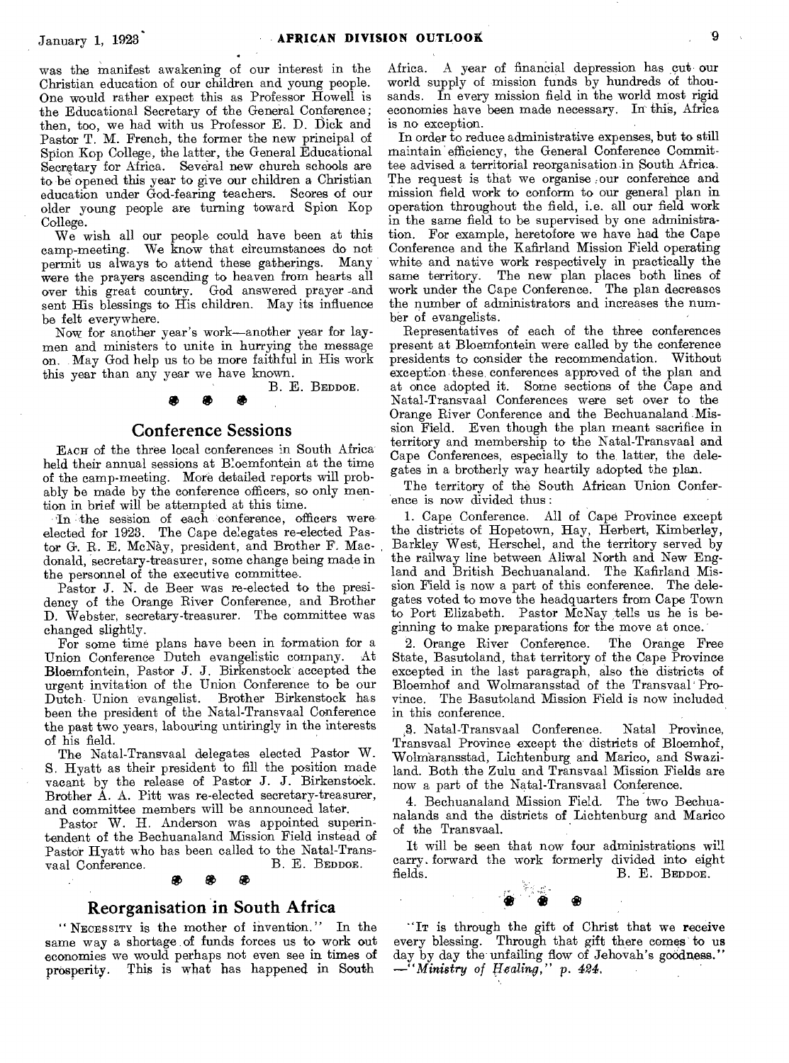was the manifest awakening of our interest in the Christian education of our children and young people. One would rather expect this as Professor Howell is the Educational Secretary of the General Conference; then, too, we had with us Professor E. D. Dick and Pastor T. M. French, the former the new principal of Spion Kop College, the latter, the General Educational Secretary for Africa. Several new church schools are to be opened this year to give our children a Christian education under God-fearing teachers. Scores of our older young people are turning toward Spion Kop College.

We wish all our people could have been at this camp-meeting. We know that circumstances do not permit us always to attend these gatherings. Many were the prayers ascending to heaven from hearts all over this great country. God answered prayer and sent His blessings to His children. May its influence be felt everywhere.

Now for another year's work—another year for laymen and ministers to unite in hurrying the message on. May God help us to be more faithful in His work this year than any year we have known.

B. E. BEDDOE.

## Conference Sessions

EACH of the three local conferences in South Africa held their annual sessions at Bloemfontein at the time of the camp-meeting. More detailed reports will probably be made by the conference officers, so only mention in brief will be attempted at this time.

In the session of each conference, officers were elected for 1923. The Cape delegates re-elected Pastor G. R. E. McNay, president, and Brother F. Macdonald, secretary-treasurer, some change being made in the personnel of the executive committee.

Pastor J. N. de Beer was re-elected to the presidency of the Orange River Conference, and Brother D. Webster, secretary-treasurer. The committee was changed slightly.

For some time plans have been in formation for a Union Conference Dutch evangelistic company. At Bloemfontein, Pastor J. J. Birkenstock accepted the urgent invitation of the Union Conference to be our Dutch Union evangelist. Brother Birkenstock has been the president of the Natal-Transvaal Conference the past two years, labouring untiringly in the interests of his field.

The Natal-Transvaal delegates elected Pastor W. S. Hyatt as their president to fill the position made vacant by the release of Pastor J. J. Birkenstock. Brother A. A. Pitt was re-elected secretary-treasurer, and committee members will be announced later.

Pastor W. H. Anderson was appointed superintendent of the Bechuanaland Mission Field instead of Pastor Hyatt who has been called to the Natal-Transvaal Conference.

B. E. BEDDOE.

## Reorganisation in South Africa

"NECESSITY is the mother of invention." In the same way a shortage of funds forces us to work out economies we would perhaps not even see in times of prosperity. This is what has happened in South Africa. A year of financial depression has cut our world supply of mission funds by hundreds of thousands. In every mission field in the world most rigid economies have been made necessary. In this, Africa is no exception.

In order to reduce administrative expenses, but to still maintain efficiency, the General Conference Committee advised a territorial reorganisation in South Africa. The request is that we organise our conference and mission field work to conform to our general plan in operation throughout the field, i.e. all our field work in the same field to be supervised by one administration. For example, heretofore we have had the Cape Conference and the Kafirland Mission Field operating white and native work respectively in practically the same territory. The new plan places both lines of work under the Cape Conference. The plan decreases the number of administrators and increases the number of evangelists.

Representatives of each of the three conferences present at Bloemfontein were called by the conference presidents to consider the recommendation. Without exception these conferences approved of the plan and at once adopted it. Some sections of the Cape and Natal-Transvaal Conferences were set over to the Orange River Conference and the Bechuanaland Mission Field. Even though the plan meant sacrifice in territory and membership to the Natal-Transvaal and Cape Conferences, especially to the latter, the delegates in a brotherly way heartily adopted the plan.

The territory of the South African Union Conference is now divided thus:

1. Cape Conference. All of Cape Province except the districts of Hopetown, Hay, Herbert, Kimberley, Barkley West, Herschel, and the territory served by the railway line between Aliwal North and New England and British Bechuanaland. The Kafirland Mission Field is now a part of this conference. The delegates voted to move the headquarters from Cape Town to Port Elizabeth. Pastor McNay tells us he is beginning to make preparations for the move at once.

2. Orange River Conference. The Orange Free State, Basutoland, that territory of the Cape Province excepted in the last paragraph, also the districts of Bloemhof and Wolmaransstad of the Transvaal Province. The Basutoland Mission Field is now included in this conference.

3. Natal-Transvaal Conference. Natal Province, Transvaal Province except the districts of Bloemhof, Wolmaransstad, Lichtenburg and Marico, and Swaziland. Both the Zulu and Transvaal Mission Fields are now a part of the Natal-Transvaal Conference.

4. Bechuanaland Mission Field. The two Bechuanalands and the districts of Lichtenburg and Marico of the Transvaal.

It will be seen that now four administrations will carry forward the work formerly divided into eight fields.

B. E. BEDDOE.

"IT is through the gift of Christ that we receive every blessing. Through that gift there comes to us day by day the unfailing flow of Jehovah's goodness." —*"Ministry of Healing," p. 424.*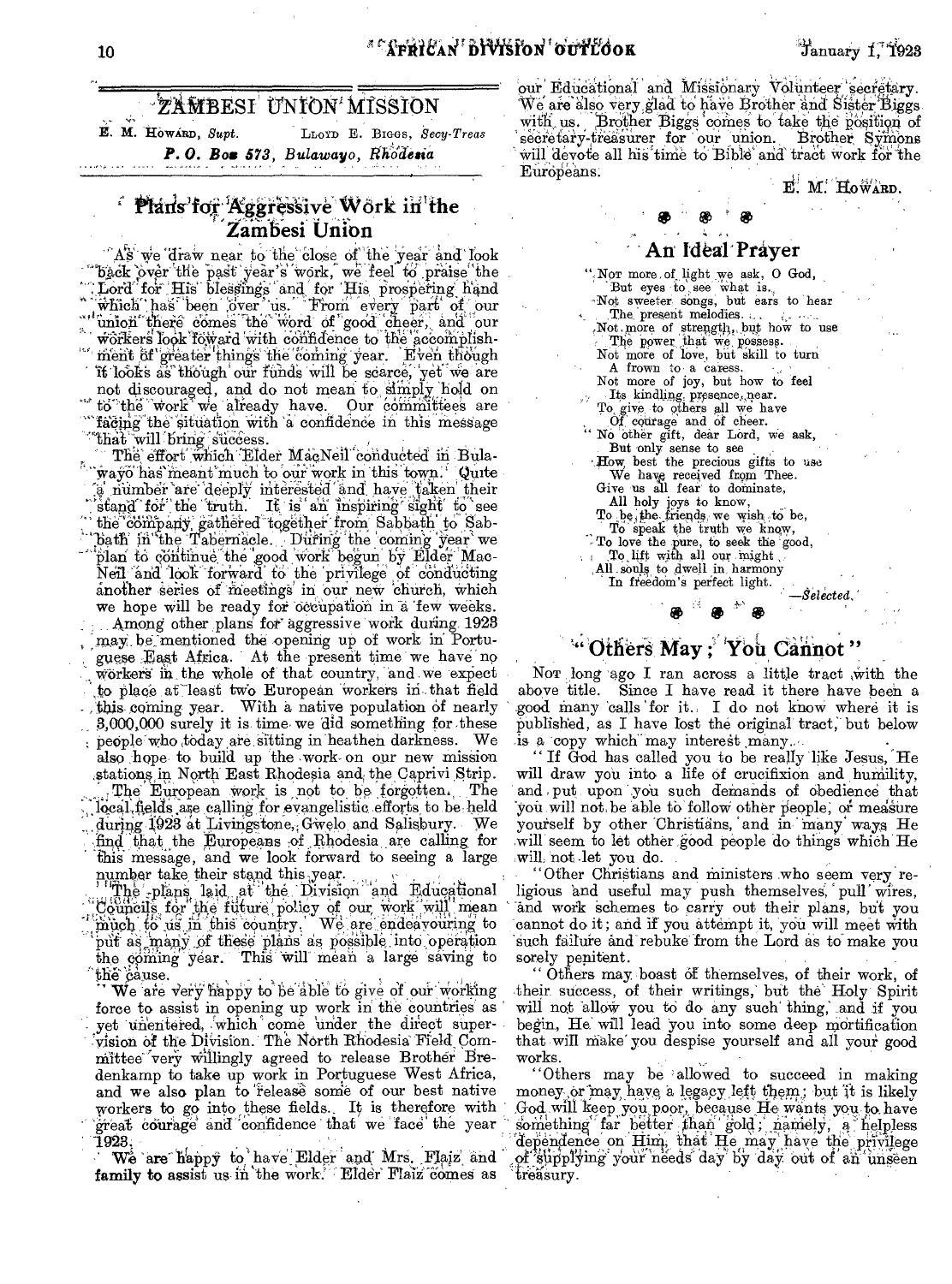## ZAMBESI UNION MISSION

E. M. HOWARD, *Supt.* LLOYD E. BIGGS, *Secy-Treas*

***P. O. Box 573, Bulawayo, Rhodesia***

### Plans for Aggressive Work in the Zambesi Union

As we draw near to the close of the year and look back over the past year's work, we feel to praise the Lord for His blessings and for His prospering hand which has been over us. From every part of our union there comes the word of good cheer, and our workers look foward with confidence to the accomplishment of greater things the coming year. Even though it looks as though our funds will be scarce, yet we are not discouraged, and do not mean to simply hold on to the work we already have. Our committees are facing the situation with a confidence in this message that will bring success.

The effort which Elder MacNeil conducted in Bulawayo has meant much to our work in this town. Quite a number are deeply interested and have taken their stand for the truth. It is an inspiring sight to see the company gathered together from Sabbath to Sabbath in the Tabernacle. During the coming year we plan to continue the good work begun by Elder MacNeil and look forward to the privilege of conducting another series of meetings in our new church, which we hope will be ready for occupation in a few weeks.

Among other plans for aggressive work during 1923 may be mentioned the opening up of work in Portuguese East Africa. At the present time we have no workers in the whole of that country, and we expect to place at least two European workers in that field this coming year. With a native population of nearly 3,000,000 surely it is time we did something for these people who today are sitting in heathen darkness. We also hope to build up the work on our new mission stations in North East Rhodesia and the Caprivi Strip.

The European work is not to be forgotten. The local fields are calling for evangelistic efforts to be held during 1923 at Livingstone, Gwelo and Salisbury. We find that the Europeans of Rhodesia are calling for this message, and we look forward to seeing a large number take their stand this year.

The plans laid at the Division and Educational Councils for the future policy of our work will mean much to us in this country. We are endeavouring to put as many of these plans as possible into operation the coming year. This will mean a large saving to the cause.

We are very happy to be able to give of our working force to assist in opening up work in the countries as yet unentered, which come under the direct supervision of the Division. The North Rhodesia Field Committee very willingly agreed to release Brother Bredenkamp to take up work in Portuguese West Africa, and we also plan to release some of our best native workers to go into these fields. It is therefore with great courage and confidence that we face the year 1923.

We are happy to have Elder and Mrs. Flaiz and family to assist us in the work. Elder Flaiz comes as our Educational and Missionary Volunteer secretary. We are also very glad to have Brother and Sister Biggs with us. Brother Biggs comes to take the position of secretary-treasurer for our union. Brother Symons will devote all his time to Bible and tract work for the Europeans.

E. M. HOWARD.

### An Ideal Prayer

"NOT more of light we ask, O God,
But eyes to see what is.
Not sweeter songs, but ears to hear
The present melodies.
Not more of strength, but how to use
The power that we possess.
Not more of love, but skill to turn
A frown to a caress.
Not more of joy, but how to feel
Its kindling presence near.
To give to others all we have
Of courage and of cheer.
No other gift, dear Lord, we ask,
But only sense to see
How best the precious gifts to use
We have received from Thee.
Give us all fear to dominate,
All holy joys to know,
To be the friends we wish to be,
To speak the truth we know,
To love the pure, to seek the good,
To lift with all our might
All souls to dwell in harmony
In freedom's perfect light.

—*Selected.*

### "Others May; You Cannot"

NOT long ago I ran across a little tract with the above title. Since I have read it there have been a good many calls for it. I do not know where it is published, as I have lost the original tract, but below is a copy which may interest many.

"If God has called you to be really like Jesus, He will draw you into a life of crucifixion and humility, and put upon you such demands of obedience that you will not be able to follow other people, or measure yourself by other Christians, and in many ways He will seem to let other good people do things which He will not let you do.

"Other Christians and ministers who seem very religious and useful may push themselves, pull wires, and work schemes to carry out their plans, but you cannot do it; and if you attempt it, you will meet with such failure and rebuke from the Lord as to make you sorely penitent.

"Others may boast of themselves, of their work, of their success, of their writings, but the Holy Spirit will not allow you to do any such thing, and if you begin, He will lead you into some deep mortification that will make you despise yourself and all your good works.

"Others may be allowed to succeed in making money or may have a legacy left them; but it is likely God will keep you poor, because He wants you to have something far better than gold; namely, a helpless dependence on Him, that He may have the privilege of supplying your needs day by day out of an unseen treasury.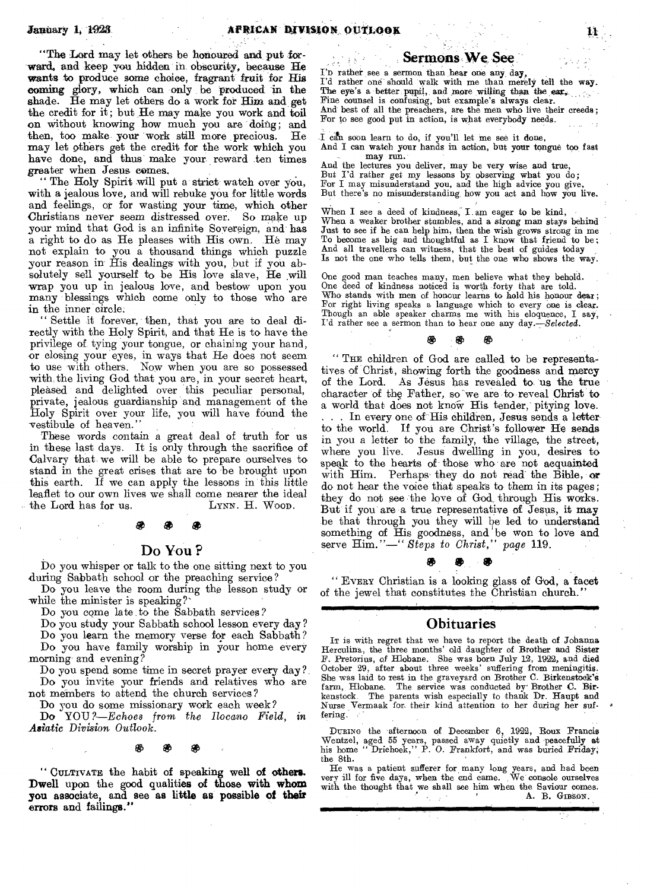"The Lord may let others be honoured and put forward, and keep you hidden in obscurity, because He wants to produce some choice, fragrant fruit for His coming glory, which can only be produced in the shade. He may let others do a work for Him and get the credit for it; but He may make you work and toil on without knowing how much you are doing; and then, too make your work still more precious. He may let others get the credit for the work which you have done, and thus make your reward ten times greater when Jesus comes.

"The Holy Spirit will put a strict watch over you, with a jealous love, and will rebuke you for little words and feelings, or for wasting your time, which other Christians never seem distressed over. So make up your mind that God is an infinite Sovereign, and has a right to do as He pleases with His own. He may not explain to you a thousand things which puzzle your reason in His dealings with you, but if you absolutely sell yourself to be His love slave, He will wrap you up in jealous love, and bestow upon you many blessings which come only to those who are in the inner circle.

"Settle it forever, then, that you are to deal directly with the Holy Spirit, and that He is to have the privilege of tying your tongue, or chaining your hand, or closing your eyes, in ways that He does not seem to use with others. Now when you are so possessed with the living God that you are, in your secret heart, pleased and delighted over this peculiar personal, private, jealous guardianship and management of the Holy Spirit over your life, you will have found the vestibule of heaven."

These words contain a great deal of truth for us in these last days. It is only through the sacrifice of Calvary that we will be able to prepare ourselves to stand in the great crises that are to be brought upon this earth. If we can apply the lessons in this little leaflet to our own lives we shall come nearer the ideal the Lord has for us.

LYNN. H. WOOD.

## Do You?

Do you whisper or talk to the one sitting next to you during Sabbath school or the preaching service?

Do you leave the room during the lesson study or while the minister is speaking?

Do you come late to the Sabbath services?

Do you study your Sabbath school lesson every day?

Do you learn the memory verse for each Sabbath?

Do you have family worship in your home every morning and evening?

Do you spend some time in secret prayer every day?

Do you invite your friends and relatives who are not members to attend the church services?

Do you do some missionary work each week?

Do YOU?—*Echoes from the Ilocano Field, in Asiatic Division Outlook.*

"CULTIVATE the habit of speaking well of others. Dwell upon the good qualities of those with whom you associate, and see as little as possible of their errors and failings."

## Sermons We See

I'D rather see a sermon than hear one any day,
I'd rather one should walk with me than merely tell the way.
The eye's a better pupil, and more willing than the ear,
Fine counsel is confusing, but example's always clear.
And best of all the preachers, are the men who live their creeds;
For to see good put in action, is what everybody needs.

I can soon learn to do, if you'll let me see it done,
And I can watch your hands in action, but your tongue too fast may run.
And the lectures you deliver, may be very wise and true,
But I'd rather get my lessons by observing what you do;
For I may misunderstand you, and the high advice you give,
But there's no misunderstanding how you act and how you live.

When I see a deed of kindness, I am eager to be kind,
When a weaker brother stumbles, and a strong man stays behind
Just to see if he can help him, then the wish grows strong in me
To become as big and thoughtful as I know that friend to be;
And all travellers can witness, that the best of guides today
Is not the one who tells them, but the one who shows the way.

One good man teaches many, men believe what they behold.
One deed of kindness noticed is worth forty that are told.
Who stands with men of honour learns to hold his honour dear;
For right living speaks a language which to every one is clear.
Though an able speaker charms me with his eloquence, I say,
I'd rather see a sermon than to hear one any day.—*Selected.*

"THE children of God are called to be representatives of Christ, showing forth the goodness and mercy of the Lord. As Jesus has revealed to us the true character of the Father, so we are to reveal Christ to a world that does not know His tender, pitying love. . . . In every one of His children, Jesus sends a letter to the world. If you are Christ's follower He sends in you a letter to the family, the village, the street, where you live. Jesus dwelling in you, desires to speak to the hearts of those who are not acquainted with Him. Perhaps they do not read the Bible, or do not hear the voice that speaks to them in its pages; they do not see the love of God through His works. But if you are a true representative of Jesus, it may be that through you they will be led to understand something of His goodness, and be won to love and serve Him."—"*Steps to Christ,*" *page* 119.

"EVERY Christian is a looking glass of God, a facet of the jewel that constitutes the Christian church."

## Obituaries

IT is with regret that we have to report the death of Johanna Herculina, the three months' old daughter of Brother and Sister F. Pretorius, of Hlobane. She was born July 12, 1922, and died October 29, after about three weeks' suffering from meningitis. She was laid to rest in the graveyard on Brother C. Birkenstock's farm, Hlobane. The service was conducted by Brother C. Birkenstock. The parents wish especially to thank Dr. Haupt and Nurse Vermaak for their kind attention to her during her suffering.

DURING the afternoon of December 6, 1922, Roux Francis Wentzel, aged 55 years, passed away quietly and peacefully at his home "Driehoek," P. O. Frankfort, and was buried Friday, the 8th.

He was a patient sufferer for many long years, and had been very ill for five days, when the end came. We console ourselves with the thought that we shall see him when the Saviour comes.

A. B. GIBSON.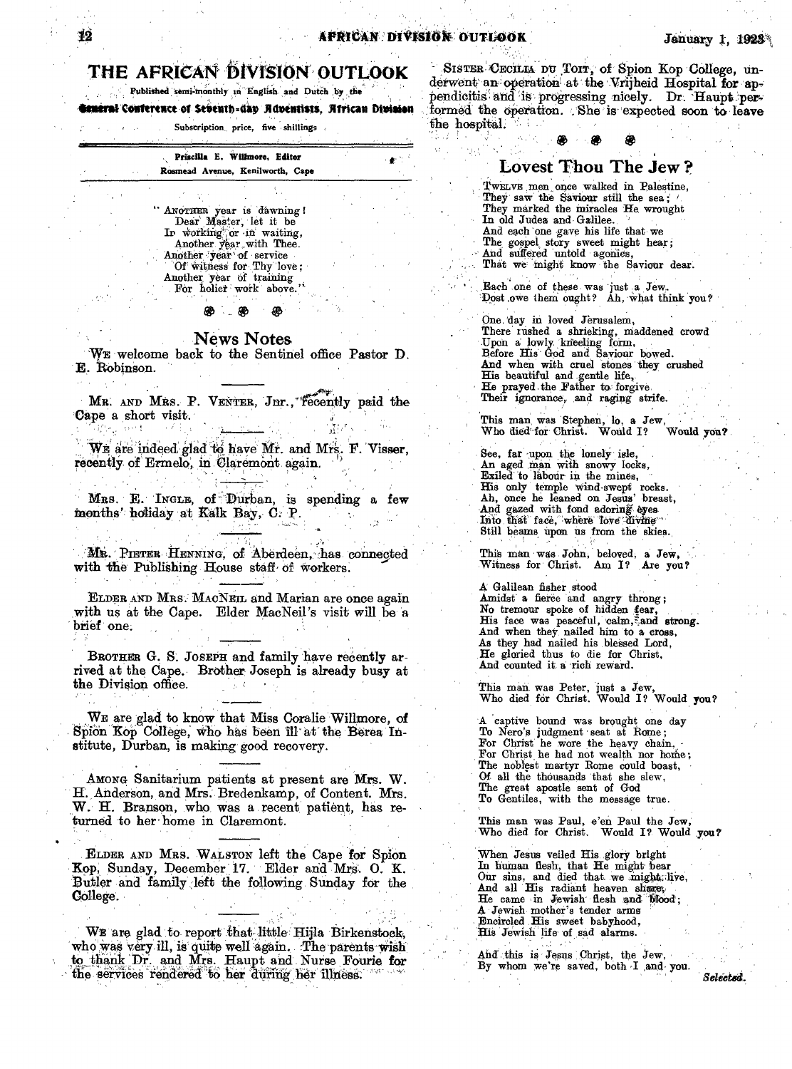# THE AFRICAN DIVISION OUTLOOK

Published semi-monthly in English and Dutch by the

**General Conference of Seventh-day Adventists, African Division**

Subscription price, five shillings

**Priscilla E. Willmore, Editor**
Rosmead Avenue, Kenilworth, Cape

> "ANOTHER year is dawning!
> Dear Master, let it be
> In working or in waiting,
> Another year with Thee.
> Another year of service
> Of witness for Thy love;
> Another year of training
> For holier work above."

## News Notes

WE welcome back to the Sentinel office Pastor D. E. Robinson.

---

MR. AND MRS. P. VENTER, Jnr., recently paid the Cape a short visit.

---

WE are indeed glad to have Mr. and Mrs. F. Visser, recently of Ermelo, in Claremont again.

---

MRS. E. INGLE, of Durban, is spending a few months' holiday at Kalk Bay, C. P.

---

MR. PIETER HENNING, of Aberdeen, has connected with the Publishing House staff of workers.

---

ELDER AND MRS. MACNEIL and Marian are once again with us at the Cape. Elder MacNeil's visit will be a brief one.

---

BROTHER G. S. JOSEPH and family have recently arrived at the Cape. Brother Joseph is already busy at the Division office.

---

WE are glad to know that Miss Coralie Willmore, of Spion Kop College, who has been ill at the Berea Institute, Durban, is making good recovery.

---

AMONG Sanitarium patients at present are Mrs. W. H. Anderson, and Mrs. Bredenkamp, of Content. Mrs. W. H. Branson, who was a recent patient, has returned to her home in Claremont.

---

ELDER AND MRS. WALSTON left the Cape for Spion Kop, Sunday, December 17. Elder and Mrs. O. K. Butler and family left the following Sunday for the College.

---

WE are glad to report that little Hijla Birkenstock, who was very ill, is quite well again. The parents wish to thank Dr. and Mrs. Haupt and Nurse Fourie for the services rendered to her during her illness.

---

SISTER CECILIA DU TOIT, of Spion Kop College, underwent an operation at the Vrijheid Hospital for appendicitis and is progressing nicely. Dr. Haupt performed the operation. She is expected soon to leave the hospital.

## Lovest Thou The Jew?

TWELVE men once walked in Palestine,
They saw the Saviour still the sea;
They marked the miracles He wrought
In old Judea and Galilee.
And each one gave his life that we
The gospel story sweet might hear;
And suffered untold agonies,
That we might know the Saviour dear.

Each one of these was just a Jew.
Dost owe them ought? Ah, what think you?

One day in loved Jerusalem,
There rushed a shrieking, maddened crowd
Upon a lowly kneeling form,
Before His God and Saviour bowed.
And when with cruel stones they crushed
His beautiful and gentle life,
He prayed the Father to forgive
Their ignorance, and raging strife.

This man was Stephen, lo, a Jew,
Who died for Christ. Would I? Would you?

See, far upon the lonely isle,
An aged man with snowy locks,
Exiled to labour in the mines,
His only temple wind-swept rocks.
Ah, once he leaned on Jesus' breast,
And gazed with fond adoring eyes
Into that face, where love divine
Still beams upon us from the skies.

This man was John, beloved, a Jew,
Witness for Christ. Am I? Are you?

A Galilean fisher stood
Amidst a fierce and angry throng;
No tremour spoke of hidden fear,
His face was peaceful, calm, and strong.
And when they nailed him to a cross,
As they had nailed his blessed Lord,
He gloried thus to die for Christ,
And counted it a rich reward.

This man was Peter, just a Jew,
Who died for Christ. Would I? Would you?

A captive bound was brought one day
To Nero's judgment seat at Rome;
For Christ he wore the heavy chain,
For Christ he had not wealth nor home;
The noblest martyr Rome could boast,
Of all the thousands that she slew,
The great apostle sent of God
To Gentiles, with the message true.

This man was Paul, e'en Paul the Jew,
Who died for Christ. Would I? Would you?

When Jesus veiled His glory bright
In human flesh, that He might bear
Our sins, and died that we might live,
And all His radiant heaven share;
He came in Jewish flesh and blood;
A Jewish mother's tender arms
Encircled His sweet babyhood,
His Jewish life of sad alarms.

And this is Jesus Christ, the Jew,
By whom we're saved, both I and you.

*Selected.*